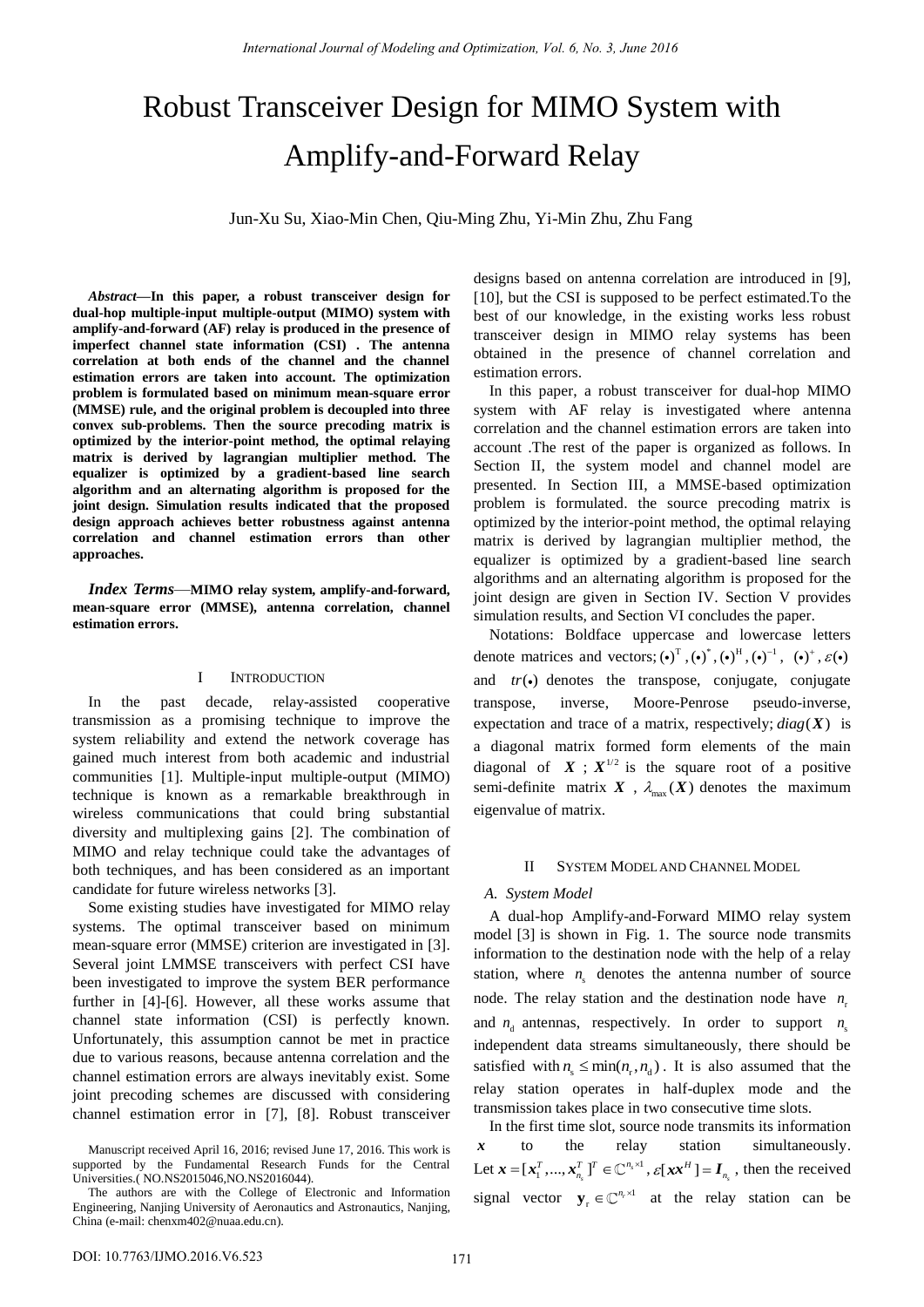# Robust Transceiver Design for MIMO System with Amplify-and-Forward Relay

Jun-Xu Su, Xiao-Min Chen, Qiu-Ming Zhu, Yi-Min Zhu, Zhu Fang

***Abstract*—In this paper, a robust transceiver design for dual-hop multiple-input multiple-output (MIMO) system with amplify-and-forward (AF) relay is produced in the presence of imperfect channel state information (CSI) . The antenna correlation at both ends of the channel and the channel estimation errors are taken into account. The optimization problem is formulated based on minimum mean-square error (MMSE) rule, and the original problem is decoupled into three convex sub-problems. Then the source precoding matrix is optimized by the interior-point method, the optimal relaying matrix is derived by lagrangian multiplier method. The equalizer is optimized by a gradient-based line search algorithm and an alternating algorithm is proposed for the joint design. Simulation results indicated that the proposed design approach achieves better robustness against antenna correlation and channel estimation errors than other approaches.**

***Index Terms*—MIMO relay system, amplify-and-forward, mean-square error (MMSE), antenna correlation, channel estimation errors.**

## I INTRODUCTION

In the past decade, relay-assisted cooperative transmission as a promising technique to improve the system reliability and extend the network coverage has gained much interest from both academic and industrial communities [1]. Multiple-input multiple-output (MIMO) technique is known as a remarkable breakthrough in wireless communications that could bring substantial diversity and multiplexing gains [2]. The combination of MIMO and relay technique could take the advantages of both techniques, and has been considered as an important candidate for future wireless networks [3].

Some existing studies have investigated for MIMO relay systems. The optimal transceiver based on minimum mean-square error (MMSE) criterion are investigated in [3]. Several joint LMMSE transceivers with perfect CSI have been investigated to improve the system BER performance further in [4]-[6]. However, all these works assume that channel state information (CSI) is perfectly known. Unfortunately, this assumption cannot be met in practice due to various reasons, because antenna correlation and the channel estimation errors are always inevitably exist. Some joint precoding schemes are discussed with considering channel estimation error in [7], [8]. Robust transceiver designs based on antenna correlation are introduced in [9], [10], but the CSI is supposed to be perfect estimated.To the best of our knowledge, in the existing works less robust transceiver design in MIMO relay systems has been obtained in the presence of channel correlation and estimation errors.

In this paper, a robust transceiver for dual-hop MIMO system with AF relay is investigated where antenna correlation and the channel estimation errors are taken into account .The rest of the paper is organized as follows. In Section II, the system model and channel model are presented. In Section III, a MMSE-based optimization problem is formulated. the source precoding matrix is optimized by the interior-point method, the optimal relaying matrix is derived by lagrangian multiplier method, the equalizer is optimized by a gradient-based line search algorithms and an alternating algorithm is proposed for the joint design are given in Section IV. Section V provides simulation results, and Section VI concludes the paper.

Notations: Boldface uppercase and lowercase letters denote matrices and vectors; $(\bullet)^{\mathrm{T}}, (\bullet)^{*}, (\bullet)^{\mathrm{H}}, (\bullet)^{-1}$, $(\bullet)^{+}, \varepsilon(\bullet)$ and $tr(\bullet)$ denotes the transpose, conjugate, conjugate transpose, inverse, Moore-Penrose pseudo-inverse, expectation and trace of a matrix, respectively; $diag(\boldsymbol{X})$ is a diagonal matrix formed form elements of the main diagonal of $\boldsymbol{X}$ ; $\boldsymbol{X}^{1/2}$ is the square root of a positive semi-definite matrix $\boldsymbol{X}$ , $\lambda_{\max}(\boldsymbol{X})$ denotes the maximum eigenvalue of matrix.

## II SYSTEM MODEL AND CHANNEL MODEL

### *A. System Model*

A dual-hop Amplify-and-Forward MIMO relay system model [3] is shown in Fig. 1. The source node transmits information to the destination node with the help of a relay station, where $n_{\mathrm{s}}$ denotes the antenna number of source node. The relay station and the destination node have $n_{\mathrm{r}}$ and $n_{\mathrm{d}}$ antennas, respectively. In order to support $n_{\mathrm{s}}$ independent data streams simultaneously, there should be satisfied with $n_{\mathrm{s}} \le \min(n_{\mathrm{r}}, n_{\mathrm{d}})$ . It is also assumed that the relay station operates in half-duplex mode and the transmission takes place in two consecutive time slots.

In the first time slot, source node transmits its information $\boldsymbol{x}$ to the relay station simultaneously. Let $\boldsymbol{x} = [\boldsymbol{x}_1^T, ..., \boldsymbol{x}_{n_s}^T]^T \in \mathbb{C}^{n_s \times 1}$, $\varepsilon[\boldsymbol{x}\boldsymbol{x}^H] = \boldsymbol{I}_{n_s}$ , then the received signal vector $\mathbf{y}_{\mathrm{r}} \in \mathbb{C}^{n_r \times 1}$ at the relay station can be

Manuscript received April 16, 2016; revised June 17, 2016. This work is supported by the Fundamental Research Funds for the Central Universities.( NO.NS2015046,NO.NS2016044).

The authors are with the College of Electronic and Information Engineering, Nanjing University of Aeronautics and Astronautics, Nanjing, China (e-mail: chenxm402@nuaa.edu.cn).

DOI: 10.7763/IJMO.2016.V6.523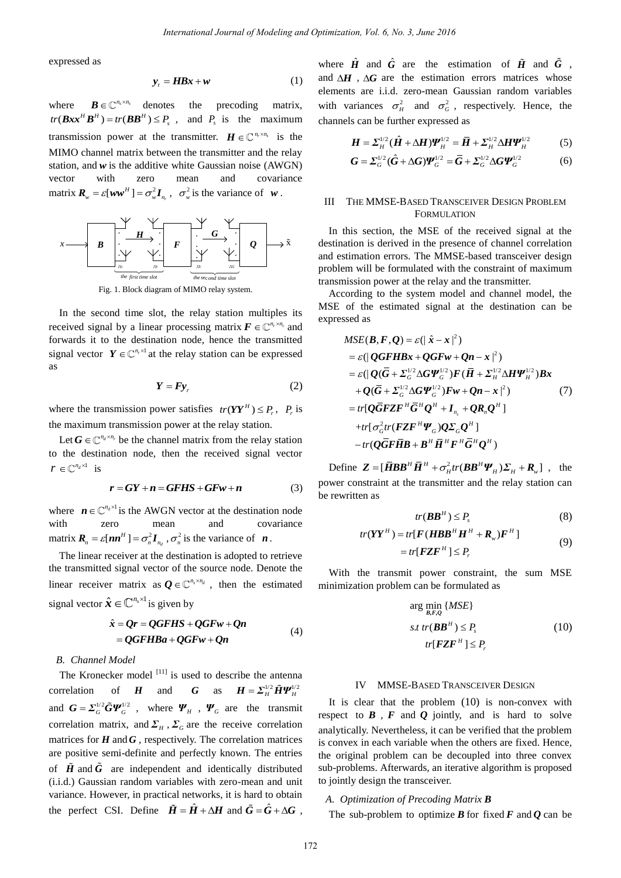expressed as

$$\boldsymbol{y}_r = \boldsymbol{HBx} + \boldsymbol{w} \tag{1}$$

where $\boldsymbol{B} \in \mathbb{C}^{n_s \times n_s}$ denotes the precoding matrix, $tr(\boldsymbol{Bxx}^H\boldsymbol{B}^H) = tr(\boldsymbol{BB}^H) \le P_s$, and $P_s$ is the maximum transmission power at the transmitter. $\boldsymbol{H} \in \mathbb{C}^{n_r \times n_s}$ is the MIMO channel matrix between the transmitter and the relay station, and $\boldsymbol{w}$ is the additive white Gaussian noise (AWGN) vector with zero mean and covariance matrix $\boldsymbol{R}_w = \varepsilon[\boldsymbol{ww}^H] = \sigma_w^2 \boldsymbol{I}_{n_r}$, $\sigma_w^2$ is the variance of $\boldsymbol{w}$.

Fig. 1. Block diagram of MIMO relay system.

In the second time slot, the relay station multiples its received signal by a linear processing matrix $\boldsymbol{F} \in \mathbb{C}^{n_r \times n_r}$ and forwards it to the destination node, hence the transmitted signal vector $\boldsymbol{Y} \in \mathbb{C}^{n_r \times 1}$ at the relay station can be expressed as

$$\boldsymbol{Y} = \boldsymbol{F}\boldsymbol{y}_r \tag{2}$$

where the transmission power satisfies $tr(\boldsymbol{YY}^H) \le P_r$, $P_r$ is the maximum transmission power at the relay station.

Let $\boldsymbol{G} \in \mathbb{C}^{n_d \times n_r}$ be the channel matrix from the relay station to the destination node, then the received signal vector $r \in \mathbb{C}^{n_d \times 1}$ is

$$\boldsymbol{r} = \boldsymbol{GY} + \boldsymbol{n} = \boldsymbol{GFHS} + \boldsymbol{GFw} + \boldsymbol{n} \tag{3}$$

where $\boldsymbol{n} \in \mathbb{C}^{n_d \times 1}$ is the AWGN vector at the destination node with zero mean and covariance matrix $\boldsymbol{R}_n = \varepsilon[\boldsymbol{nn}^H] = \sigma_n^2 \boldsymbol{I}_{n_d}$, $\sigma_n^2$ is the variance of $\boldsymbol{n}$.

The linear receiver at the destination is adopted to retrieve the transmitted signal vector of the source node. Denote the linear receiver matrix as $\boldsymbol{Q} \in \mathbb{C}^{n_s \times n_d}$, then the estimated signal vector $\hat{\boldsymbol{x}} \in \mathbb{C}^{n_s \times 1}$ is given by

$$\begin{aligned} \hat{\boldsymbol{x}} &= \boldsymbol{Qr} = \boldsymbol{QGFHS} + \boldsymbol{QGFw} + \boldsymbol{Qn} \\ &= \boldsymbol{QGFHBa} + \boldsymbol{QGFw} + \boldsymbol{Qn} \end{aligned} \tag{4}$$

### *B. Channel Model*

The Kronecker model [11] is used to describe the antenna correlation of $\boldsymbol{H}$ and $\boldsymbol{G}$ as $\boldsymbol{H} = \boldsymbol{\Sigma}_H^{1/2}\tilde{\boldsymbol{H}}\boldsymbol{\Psi}_H^{1/2}$ and $\boldsymbol{G} = \boldsymbol{\Sigma}_G^{1/2}\tilde{\boldsymbol{G}}\boldsymbol{\Psi}_G^{1/2}$, where $\boldsymbol{\Psi}_H$, $\boldsymbol{\Psi}_G$ are the transmit correlation matrix, and $\boldsymbol{\Sigma}_H$, $\boldsymbol{\Sigma}_G$ are the receive correlation matrices for $\boldsymbol{H}$ and $\boldsymbol{G}$, respectively. The correlation matrices are positive semi-definite and perfectly known. The entries of $\tilde{\boldsymbol{H}}$ and $\tilde{\boldsymbol{G}}$ are independent and identically distributed (i.i.d.) Gaussian random variables with zero-mean and unit variance. However, in practical networks, it is hard to obtain the perfect CSI. Define $\tilde{\boldsymbol{H}} = \hat{\boldsymbol{H}} + \Delta\boldsymbol{H}$ and $\tilde{\boldsymbol{G}} = \hat{\boldsymbol{G}} + \Delta\boldsymbol{G}$, where $\hat{\boldsymbol{H}}$ and $\hat{\boldsymbol{G}}$ are the estimation of $\tilde{\boldsymbol{H}}$ and $\tilde{\boldsymbol{G}}$, and $\Delta\boldsymbol{H}$, $\Delta\boldsymbol{G}$ are the estimation errors matrices whose elements are i.i.d. zero-mean Gaussian random variables with variances $\sigma_H^2$ and $\sigma_G^2$, respectively. Hence, the channels can be further expressed as

$$\boldsymbol{H} = \boldsymbol{\Sigma}_H^{1/2}(\hat{\boldsymbol{H}} + \Delta\boldsymbol{H})\boldsymbol{\Psi}_H^{1/2} = \bar{\boldsymbol{H}} + \boldsymbol{\Sigma}_H^{1/2}\Delta\boldsymbol{H}\boldsymbol{\Psi}_H^{1/2} \tag{5}$$

$$\boldsymbol{G} = \boldsymbol{\Sigma}_G^{1/2}(\hat{\boldsymbol{G}} + \Delta\boldsymbol{G})\boldsymbol{\Psi}_G^{1/2} = \bar{\boldsymbol{G}} + \boldsymbol{\Sigma}_G^{1/2}\Delta\boldsymbol{G}\boldsymbol{\Psi}_G^{1/2} \tag{6}$$

## III THE MMSE-BASED TRANSCEIVER DESIGN PROBLEM FORMULATION

In this section, the MSE of the received signal at the destination is derived in the presence of channel correlation and estimation errors. The MMSE-based transceiver design problem will be formulated with the constraint of maximum transmission power at the relay and the transmitter.

According to the system model and channel model, the MSE of the estimated signal at the destination can be expressed as

$$\begin{aligned} MSE(\boldsymbol{B},\boldsymbol{F},\boldsymbol{Q}) &= \varepsilon(|\hat{\boldsymbol{x}} - \boldsymbol{x}|^2) \\ &= \varepsilon(|\boldsymbol{QGFHBx} + \boldsymbol{QGFw} + \boldsymbol{Qn} - \boldsymbol{x}|^2) \\ &= \varepsilon(|\boldsymbol{Q}(\bar{\boldsymbol{G}} + \boldsymbol{\Sigma}_G^{1/2}\Delta\boldsymbol{G}\boldsymbol{\Psi}_G^{1/2})\boldsymbol{F}(\bar{\boldsymbol{H}} + \boldsymbol{\Sigma}_H^{1/2}\Delta\boldsymbol{H}\boldsymbol{\Psi}_H^{1/2})\boldsymbol{Bx} \\ &\quad + \boldsymbol{Q}(\bar{\boldsymbol{G}} + \boldsymbol{\Sigma}_G^{1/2}\Delta\boldsymbol{G}\boldsymbol{\Psi}_G^{1/2})\boldsymbol{Fw} + \boldsymbol{Qn} - \boldsymbol{x}|^2) \\ &= tr[\boldsymbol{Q}\bar{\boldsymbol{G}}\boldsymbol{FZF}^H\bar{\boldsymbol{G}}^H\boldsymbol{Q}^H + \boldsymbol{I}_{n_s} + \boldsymbol{QR}_n\boldsymbol{Q}^H] \\ &\quad + tr[\sigma_G^2 tr(\boldsymbol{FZF}^H\boldsymbol{\Psi}_G)\boldsymbol{Q}\boldsymbol{\Sigma}_G\boldsymbol{Q}^H] \\ &\quad - tr(\boldsymbol{Q}\bar{\boldsymbol{G}}\boldsymbol{F}\bar{\boldsymbol{H}}\boldsymbol{B} + \boldsymbol{B}^H\bar{\boldsymbol{H}}^H\boldsymbol{F}^H\bar{\boldsymbol{G}}^H\boldsymbol{Q}^H) \end{aligned} \tag{7}$$

Define $\boldsymbol{Z} = [\bar{\boldsymbol{H}}\boldsymbol{BB}^H\bar{\boldsymbol{H}}^H + \sigma_H^2 tr(\boldsymbol{BB}^H\boldsymbol{\Psi}_H)\boldsymbol{\Sigma}_H + \boldsymbol{R}_w]$, the power constraint at the transmitter and the relay station can be rewritten as

$$tr(\boldsymbol{BB}^H) \le P_s \tag{8}$$

$$\begin{aligned} tr(\boldsymbol{YY}^H) &= tr[\boldsymbol{F}(\boldsymbol{HBB}^H\boldsymbol{H}^H + \boldsymbol{R}_w)\boldsymbol{F}^H] \\ &= tr[\boldsymbol{FZF}^H] \le P_r \end{aligned} \tag{9}$$

With the transmit power constraint, the sum MSE minimization problem can be formulated as

$$\begin{aligned} &\arg\min_{\boldsymbol{B},\boldsymbol{F},\boldsymbol{Q}} \{MSE\} \\ &s.t\ tr(\boldsymbol{BB}^H) \le P_s \\ &\quad\ tr[\boldsymbol{FZF}^H] \le P_r \end{aligned} \tag{10}$$

## IV MMSE-BASED TRANSCEIVER DESIGN

It is clear that the problem (10) is non-convex with respect to $\boldsymbol{B}$, $\boldsymbol{F}$ and $\boldsymbol{Q}$ jointly, and is hard to solve analytically. Nevertheless, it can be verified that the problem is convex in each variable when the others are fixed. Hence, the original problem can be decoupled into three convex sub-problems. Afterwards, an iterative algorithm is proposed to jointly design the transceiver.

### *A. Optimization of Precoding Matrix* $\boldsymbol{B}$

The sub-problem to optimize $\boldsymbol{B}$ for fixed $\boldsymbol{F}$ and $\boldsymbol{Q}$ can be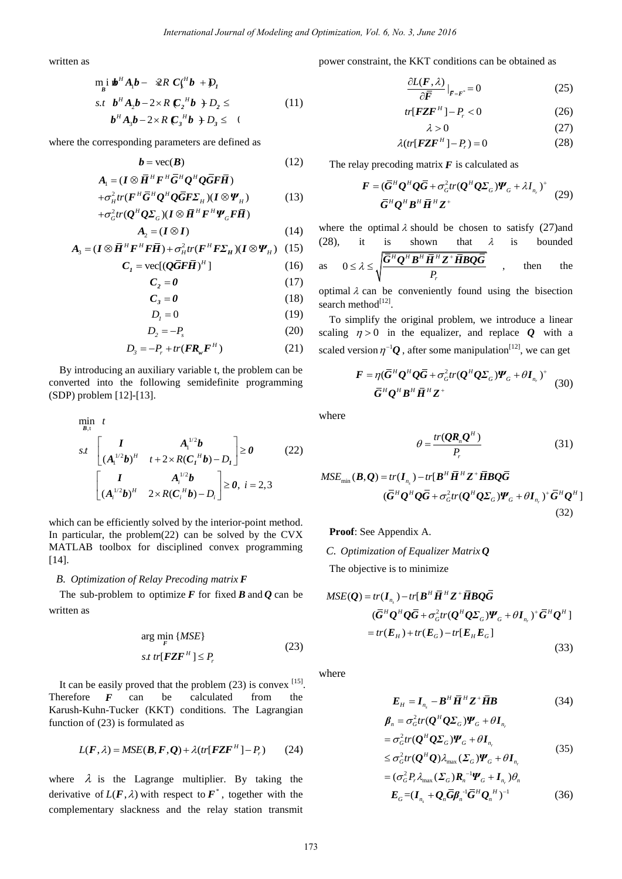written as

$$
\begin{aligned}
\min_{\boldsymbol{B}} \ & \boldsymbol{b}^H \boldsymbol{A}_1 \boldsymbol{b} - 2\times R(\boldsymbol{C}_1^H \boldsymbol{b}) + D_1 \\
s.t \ & \boldsymbol{b}^H \boldsymbol{A}_2 \boldsymbol{b} - 2\times R(\boldsymbol{C}_2^H \boldsymbol{b}) + D_2 \le 0 \\
& \boldsymbol{b}^H \boldsymbol{A}_3 \boldsymbol{b} - 2\times R(\boldsymbol{C}_3^H \boldsymbol{b}) + D_3 \le 0
\end{aligned} \tag{11}
$$

where the corresponding parameters are defined as

$$\boldsymbol{b} = \text{vec}(\boldsymbol{B}) \tag{12}$$

$$
\begin{aligned}
\boldsymbol{A}_1 &= (\boldsymbol{I} \otimes \bar{\boldsymbol{H}}^H \boldsymbol{F}^H \bar{\boldsymbol{G}}^H \boldsymbol{Q}^H \boldsymbol{Q} \bar{\boldsymbol{G}} \boldsymbol{F} \bar{\boldsymbol{H}}) \\
&+ \sigma_H^2 tr(\boldsymbol{F}^H \bar{\boldsymbol{G}}^H \boldsymbol{Q}^H \boldsymbol{Q} \bar{\boldsymbol{G}} \boldsymbol{F} \boldsymbol{\Sigma}_H)(\boldsymbol{I} \otimes \boldsymbol{\Psi}_H) \\
&+ \sigma_G^2 tr(\boldsymbol{Q}^H \boldsymbol{Q} \boldsymbol{\Sigma}_G)(\boldsymbol{I} \otimes \bar{\boldsymbol{H}}^H \boldsymbol{F}^H \boldsymbol{\Psi}_G \boldsymbol{F} \bar{\boldsymbol{H}})
\end{aligned} \tag{13}
$$

$$\boldsymbol{A}_2 = (\boldsymbol{I} \otimes \boldsymbol{I}) \tag{14}$$

$$\boldsymbol{A}_3 = (\boldsymbol{I} \otimes \bar{\boldsymbol{H}}^H \boldsymbol{F}^H \boldsymbol{F} \bar{\boldsymbol{H}}) + \sigma_H^2 tr(\boldsymbol{F}^H \boldsymbol{F} \boldsymbol{\Sigma}_H)(\boldsymbol{I} \otimes \boldsymbol{\Psi}_H) \tag{15}$$

$$\boldsymbol{C}_1 = \text{vec}[(\boldsymbol{Q} \bar{\boldsymbol{G}} \boldsymbol{F} \bar{\boldsymbol{H}})^H] \tag{16}$$

$$\boldsymbol{C}_2 = \boldsymbol{0} \tag{17}$$

$$\boldsymbol{C}_3 = \boldsymbol{0} \tag{18}$$

$$D_1 = 0 \tag{19}$$

$$D_2 = -P_s \tag{20}$$

$$D_3 = -P_r + tr(\boldsymbol{F} \boldsymbol{R}_w \boldsymbol{F}^H) \tag{21}$$

By introducing an auxiliary variable t, the problem can be converted into the following semidefinite programming (SDP) problem [12]-[13].

$$
\begin{aligned}
\min_{\boldsymbol{B}, t} \ & t \\
s.t \ & \begin{bmatrix} \boldsymbol{I} & \boldsymbol{A}_1^{1/2} \boldsymbol{b} \\ (\boldsymbol{A}_1^{1/2} \boldsymbol{b})^H & t + 2\times R(\boldsymbol{C}_1^H \boldsymbol{b}) - D_1 \end{bmatrix} \ge \boldsymbol{0} \\
& \begin{bmatrix} \boldsymbol{I} & \boldsymbol{A}_i^{1/2} \boldsymbol{b} \\ (\boldsymbol{A}_i^{1/2} \boldsymbol{b})^H & 2\times R(\boldsymbol{C}_i^H \boldsymbol{b}) - D_i \end{bmatrix} \ge \boldsymbol{0}, \ i = 2, 3
\end{aligned} \tag{22}
$$

which can be efficiently solved by the interior-point method. In particular, the problem(22) can be solved by the CVX MATLAB toolbox for disciplined convex programming [14].

### B. Optimization of Relay Precoding matrix $\boldsymbol{F}$

The sub-problem to optimize $\boldsymbol{F}$ for fixed $\boldsymbol{B}$ and $\boldsymbol{Q}$ can be written as

$$
\begin{aligned}
& \arg\min_{\boldsymbol{F}} \{MSE\} \\
& s.t \ tr[\boldsymbol{F} \boldsymbol{Z} \boldsymbol{F}^H] \le P_r
\end{aligned} \tag{23}
$$

It can be easily proved that the problem (23) is convex [15]. Therefore $\boldsymbol{F}$ can be calculated from the Karush-Kuhn-Tucker (KKT) conditions. The Lagrangian function of (23) is formulated as

$$L(\boldsymbol{F}, \lambda) = MSE(\boldsymbol{B}, \boldsymbol{F}, \boldsymbol{Q}) + \lambda(tr[\boldsymbol{F} \boldsymbol{Z} \boldsymbol{F}^H] - P_r) \tag{24}$$

where $\lambda$ is the Lagrange multiplier. By taking the derivative of $L(\boldsymbol{F}, \lambda)$ with respect to $\boldsymbol{F}^*$, together with the complementary slackness and the relay station transmit power constraint, the KKT conditions can be obtained as

$$\frac{\partial L(\boldsymbol{F}, \lambda)}{\partial \bar{\boldsymbol{F}}} \Big|_{\boldsymbol{F} = \boldsymbol{F}^*} = 0 \tag{25}$$

$$tr[\boldsymbol{F} \boldsymbol{Z} \boldsymbol{F}^H] - P_r < 0 \tag{26}$$

$$\lambda > 0 \tag{27}$$

$$\lambda(tr[\boldsymbol{F} \boldsymbol{Z} \boldsymbol{F}^H] - P_r) = 0 \tag{28}$$

The relay precoding matrix $\boldsymbol{F}$ is calculated as

$$
\begin{aligned}
\boldsymbol{F} = & (\bar{\boldsymbol{G}}^H \boldsymbol{Q}^H \boldsymbol{Q} \bar{\boldsymbol{G}} + \sigma_G^2 tr(\boldsymbol{Q}^H \boldsymbol{Q} \boldsymbol{\Sigma}_G) \boldsymbol{\Psi}_G + \lambda \boldsymbol{I}_{n_r})^+ \\
& \bar{\boldsymbol{G}}^H \boldsymbol{Q}^H \boldsymbol{B}^H \bar{\boldsymbol{H}}^H \boldsymbol{Z}^+
\end{aligned} \tag{29}
$$

where the optimal $\lambda$ should be chosen to satisfy (27)and (28), it is shown that $\lambda$ is bounded as $0 \le \lambda \le \sqrt{\dfrac{\bar{\boldsymbol{G}}^H \boldsymbol{Q}^H \boldsymbol{B}^H \bar{\boldsymbol{H}}^H \boldsymbol{Z}^+ \bar{\boldsymbol{H}} \boldsymbol{B} \boldsymbol{Q} \bar{\boldsymbol{G}}}{P_r}}$, then the optimal $\lambda$ can be conveniently found using the bisection search method[12].

To simplify the original problem, we introduce a linear scaling $\eta > 0$ in the equalizer, and replace $\boldsymbol{Q}$ with a scaled version $\eta^{-1} \boldsymbol{Q}$, after some manipulation[12], we can get

$$
\begin{aligned}
\boldsymbol{F} = & \eta(\bar{\boldsymbol{G}}^H \boldsymbol{Q}^H \boldsymbol{Q} \bar{\boldsymbol{G}} + \sigma_G^2 tr(\boldsymbol{Q}^H \boldsymbol{Q} \boldsymbol{\Sigma}_G) \boldsymbol{\Psi}_G + \theta \boldsymbol{I}_{n_r})^+ \\
& \bar{\boldsymbol{G}}^H \boldsymbol{Q}^H \boldsymbol{B}^H \bar{\boldsymbol{H}}^H \boldsymbol{Z}^+
\end{aligned} \tag{30}
$$

where

$$\theta = \frac{tr(\boldsymbol{Q} \boldsymbol{R}_n \boldsymbol{Q}^H)}{P_r} \tag{31}$$

$$
\begin{aligned}
MSE_{\min}(\boldsymbol{B}, \boldsymbol{Q}) = & tr(\boldsymbol{I}_{n_s}) - tr[\boldsymbol{B}^H \bar{\boldsymbol{H}}^H \boldsymbol{Z}^+ \bar{\boldsymbol{H}} \boldsymbol{B} \boldsymbol{Q} \bar{\boldsymbol{G}} \\
& (\bar{\boldsymbol{G}}^H \boldsymbol{Q}^H \boldsymbol{Q} \bar{\boldsymbol{G}} + \sigma_G^2 tr(\boldsymbol{Q}^H \boldsymbol{Q} \boldsymbol{\Sigma}_G) \boldsymbol{\Psi}_G + \theta \boldsymbol{I}_{n_r})^+ \bar{\boldsymbol{G}}^H \boldsymbol{Q}^H]
\end{aligned} \tag{32}
$$

**Proof**: See Appendix A.

### C. Optimization of Equalizer Matrix $\boldsymbol{Q}$

The objective is to minimize

$$
\begin{aligned}
MSE(\boldsymbol{Q}) = & tr(\boldsymbol{I}_{n_s}) - tr[\boldsymbol{B}^H \bar{\boldsymbol{H}}^H \boldsymbol{Z}^+ \bar{\boldsymbol{H}} \boldsymbol{B} \boldsymbol{Q} \bar{\boldsymbol{G}} \\
& (\bar{\boldsymbol{G}}^H \boldsymbol{Q}^H \boldsymbol{Q} \bar{\boldsymbol{G}} + \sigma_G^2 tr(\boldsymbol{Q}^H \boldsymbol{Q} \boldsymbol{\Sigma}_G) \boldsymbol{\Psi}_G + \theta \boldsymbol{I}_{n_r})^+ \bar{\boldsymbol{G}}^H \boldsymbol{Q}^H] \\
= & tr(\boldsymbol{E}_H) + tr(\boldsymbol{E}_G) - tr[\boldsymbol{E}_H \boldsymbol{E}_G]
\end{aligned} \tag{33}
$$

where

$$\boldsymbol{E}_H = \boldsymbol{I}_{n_s} - \boldsymbol{B}^H \bar{\boldsymbol{H}}^H \boldsymbol{Z}^+ \bar{\boldsymbol{H}} \boldsymbol{B} \tag{34}$$

$$
\begin{aligned}
\boldsymbol{\beta}_n &= \sigma_G^2 tr(\boldsymbol{Q}^H \boldsymbol{Q} \boldsymbol{\Sigma}_G) \boldsymbol{\Psi}_G + \theta \boldsymbol{I}_{n_r} \\
&= \sigma_G^2 tr(\boldsymbol{Q}^H \boldsymbol{Q} \boldsymbol{\Sigma}_G) \boldsymbol{\Psi}_G + \theta \boldsymbol{I}_{n_r} \\
&\le \sigma_G^2 tr(\boldsymbol{Q}^H \boldsymbol{Q}) \lambda_{\max}(\boldsymbol{\Sigma}_G) \boldsymbol{\Psi}_G + \theta \boldsymbol{I}_{n_r} \\
&= (\sigma_G^2 P_r \lambda_{\max}(\boldsymbol{\Sigma}_G) \boldsymbol{R}_n^{-1} \boldsymbol{\Psi}_G + \boldsymbol{I}_{n_r}) \theta_n
\end{aligned} \tag{35}
$$

$$\boldsymbol{E}_G = (\boldsymbol{I}_{n_s} + \boldsymbol{Q}_n \bar{\boldsymbol{G}} \boldsymbol{\beta}_n^{-1} \bar{\boldsymbol{G}}^H \boldsymbol{Q}_n^H)^{-1} \tag{36}$$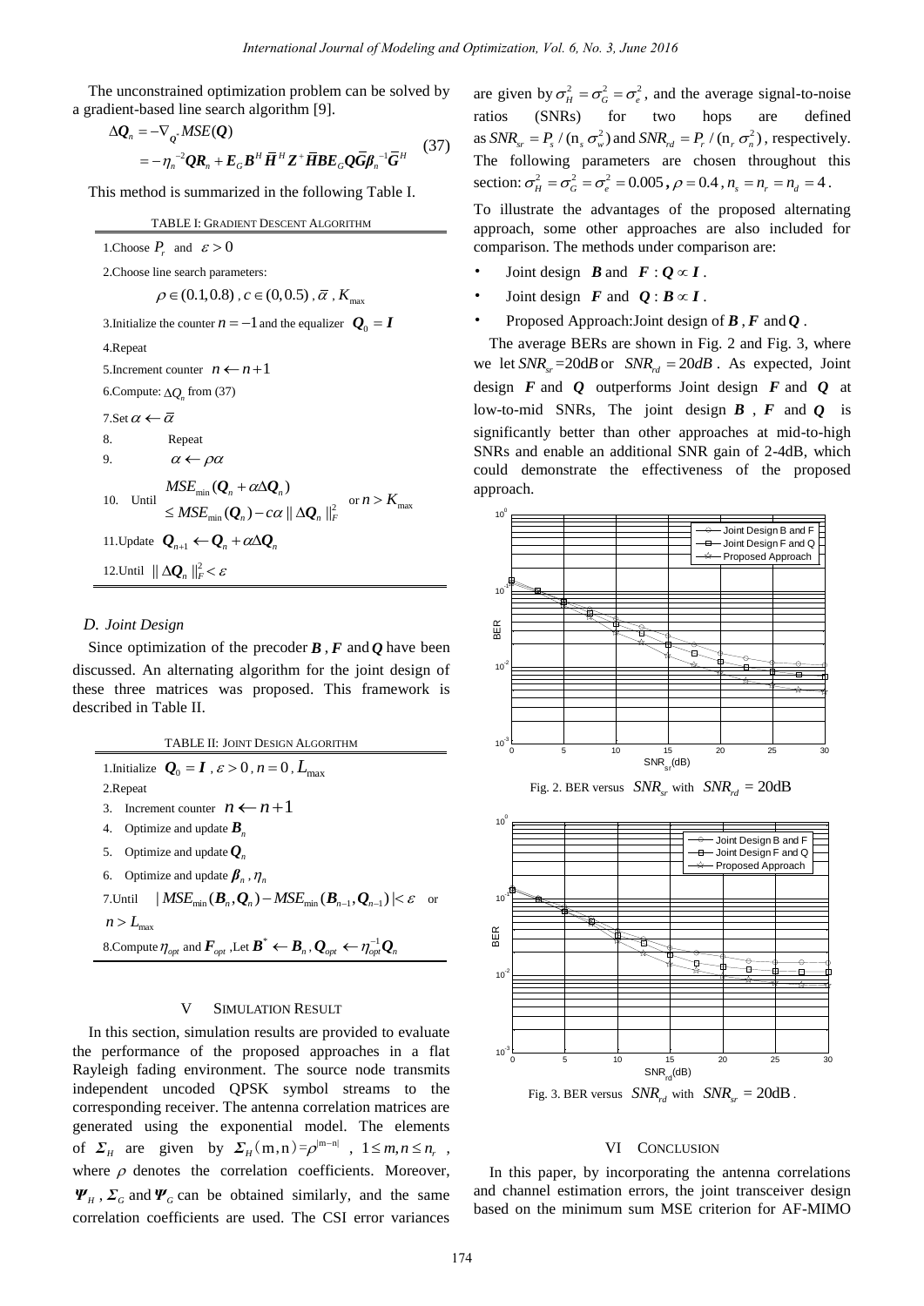The unconstrained optimization problem can be solved by a gradient-based line search algorithm [9].

$$
\begin{aligned}
\Delta \boldsymbol{Q}_n &= -\nabla_{Q^*} MSE(\boldsymbol{Q}) \\
&= -\eta_n^{-2}\boldsymbol{Q}\boldsymbol{R}_n + \boldsymbol{E}_G \boldsymbol{B}^H \overline{\boldsymbol{H}}^H \boldsymbol{Z}^+ \overline{\boldsymbol{H}}\boldsymbol{B}\boldsymbol{E}_G \boldsymbol{Q}\overline{\boldsymbol{G}}\boldsymbol{\beta}_n^{-1}\overline{\boldsymbol{G}}^H
\end{aligned} \tag{37}
$$

This method is summarized in the following Table I.

TABLE I: GRADIENT DESCENT ALGORITHM

1.Choose $P_r$ and $\varepsilon > 0$

2.Choose line search parameters:

$\rho \in (0.1, 0.8)$, $c \in (0, 0.5)$, $\bar{\alpha}$, $K_{\max}$

3.Initialize the counter $n = -1$ and the equalizer $\boldsymbol{Q}_0 = \boldsymbol{I}$

4.Repeat

5.Increment counter $n \leftarrow n+1$

6.Compute: $\Delta Q_n$ from (37)

7.Set $\alpha \leftarrow \bar{\alpha}$

8. Repeat

9. $\alpha \leftarrow \rho\alpha$

10. Until $MSE_{\min}(\boldsymbol{Q}_n + \alpha\Delta\boldsymbol{Q}_n) \leq MSE_{\min}(\boldsymbol{Q}_n) - c\alpha \|\Delta\boldsymbol{Q}_n\|_F^2$ or $n > K_{\max}$

11.Update $\boldsymbol{Q}_{n+1} \leftarrow \boldsymbol{Q}_n + \alpha\Delta\boldsymbol{Q}_n$

12.Until $\|\Delta\boldsymbol{Q}_n\|_F^2 < \varepsilon$

### D. Joint Design

Since optimization of the precoder $\boldsymbol{B}$, $\boldsymbol{F}$ and $\boldsymbol{Q}$ have been discussed. An alternating algorithm for the joint design of these three matrices was proposed. This framework is described in Table II.

TABLE II: JOINT DESIGN ALGORITHM

1.Initialize $\boldsymbol{Q}_0 = \boldsymbol{I}$, $\varepsilon > 0$, $n = 0$, $L_{\max}$

2.Repeat

3. Increment counter $n \leftarrow n+1$

4. Optimize and update $\boldsymbol{B}_n$

5. Optimize and update $\boldsymbol{Q}_n$

6. Optimize and update $\boldsymbol{\beta}_n$, $\eta_n$

7.Until $|MSE_{\min}(\boldsymbol{B}_n, \boldsymbol{Q}_n) - MSE_{\min}(\boldsymbol{B}_{n-1}, \boldsymbol{Q}_{n-1})| < \varepsilon$ or $n > L_{\max}$

8.Compute $\eta_{opt}$ and $\boldsymbol{F}_{opt}$ ,Let $\boldsymbol{B}^* \leftarrow \boldsymbol{B}_n$, $\boldsymbol{Q}_{opt} \leftarrow \eta_{opt}^{-1}\boldsymbol{Q}_n$

## V SIMULATION RESULT

In this section, simulation results are provided to evaluate the performance of the proposed approaches in a flat Rayleigh fading environment. The source node transmits independent uncoded QPSK symbol streams to the corresponding receiver. The antenna correlation matrices are generated using the exponential model. The elements of $\boldsymbol{\Sigma}_H$ are given by $\boldsymbol{\Sigma}_H(m,n) = \rho^{|m-n|}$, $1 \leq m, n \leq n_r$, where $\rho$ denotes the correlation coefficients. Moreover, $\boldsymbol{\Psi}_H$, $\boldsymbol{\Sigma}_G$ and $\boldsymbol{\Psi}_G$ can be obtained similarly, and the same correlation coefficients are used. The CSI error variances are given by $\sigma_H^2 = \sigma_G^2 = \sigma_e^2$, and the average signal-to-noise ratios (SNRs) for two hops are defined as $SNR_{sr} = P_s / (n_s\, \sigma_w^2)$ and $SNR_{rd} = P_r / (n_r\, \sigma_n^2)$, respectively. The following parameters are chosen throughout this section: $\sigma_H^2 = \sigma_G^2 = \sigma_e^2 = 0.005$, $\rho = 0.4$, $n_s = n_r = n_d = 4$.

To illustrate the advantages of the proposed alternating approach, some other approaches are also included for comparison. The methods under comparison are:

- Joint design $\boldsymbol{B}$ and $\boldsymbol{F}$ : $\boldsymbol{Q} \propto \boldsymbol{I}$ .
- Joint design $\boldsymbol{F}$ and $\boldsymbol{Q}$ : $\boldsymbol{B} \propto \boldsymbol{I}$ .
- Proposed Approach:Joint design of $\boldsymbol{B}$, $\boldsymbol{F}$ and $\boldsymbol{Q}$ .

The average BERs are shown in Fig. 2 and Fig. 3, where we let $SNR_{sr}$ =20dB or $SNR_{rd} = 20dB$ . As expected, Joint design $\boldsymbol{F}$ and $\boldsymbol{Q}$ outperforms Joint design $\boldsymbol{F}$ and $\boldsymbol{Q}$ at low-to-mid SNRs, The joint design $\boldsymbol{B}$ , $\boldsymbol{F}$ and $\boldsymbol{Q}$ is significantly better than other approaches at mid-to-high SNRs and enable an additional SNR gain of 2-4dB, which could demonstrate the effectiveness of the proposed approach.

Fig. 2. BER versus $SNR_{sr}$ with $SNR_{rd} = 20\text{dB}$

Fig. 3. BER versus $SNR_{rd}$ with $SNR_{sr} = 20\text{dB}$ .

## VI CONCLUSION

In this paper, by incorporating the antenna correlations and channel estimation errors, the joint transceiver design based on the minimum sum MSE criterion for AF-MIMO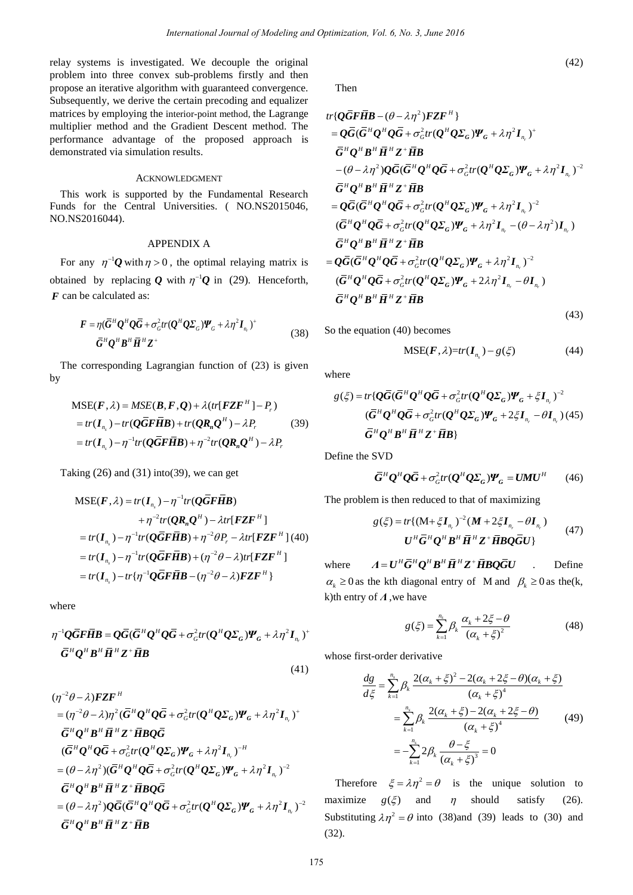relay systems is investigated. We decouple the original problem into three convex sub-problems firstly and then propose an iterative algorithm with guaranteed convergence. Subsequently, we derive the certain precoding and equalizer matrices by employing the interior-point method, the Lagrange multiplier method and the Gradient Descent method. The performance advantage of the proposed approach is demonstrated via simulation results.

## ACKNOWLEDGMENT

This work is supported by the Fundamental Research Funds for the Central Universities. ( NO.NS2015046, NO.NS2016044).

## APPENDIX A

For any $\eta^{-1}\boldsymbol{Q}$ with $\eta > 0$, the optimal relaying matrix is obtained by replacing $\boldsymbol{Q}$ with $\eta^{-1}\boldsymbol{Q}$ in (29). Henceforth, $\boldsymbol{F}$ can be calculated as:

$$
\begin{aligned}
\boldsymbol{F} &= \eta(\bar{\boldsymbol{G}}^H\boldsymbol{Q}^H\boldsymbol{Q}\bar{\boldsymbol{G}} + \sigma_G^2 tr(\boldsymbol{Q}^H\boldsymbol{Q}\boldsymbol{\Sigma}_G)\boldsymbol{\Psi}_G + \lambda\eta^2\boldsymbol{I}_{n_r})^+ \\
&\quad \bar{\boldsymbol{G}}^H\boldsymbol{Q}^H\boldsymbol{B}^H\bar{\boldsymbol{H}}^H\boldsymbol{Z}^+
\end{aligned} \tag{38}
$$

The corresponding Lagrangian function of (23) is given by

$$
\begin{aligned}
\text{MSE}(\boldsymbol{F},\lambda) &= MSE(\boldsymbol{B},\boldsymbol{F},\boldsymbol{Q}) + \lambda(tr[\boldsymbol{F}\boldsymbol{Z}\boldsymbol{F}^H] - P_r) \\
&= tr(\boldsymbol{I}_{n_s}) - tr(\boldsymbol{Q}\bar{\boldsymbol{G}}\boldsymbol{F}\bar{\boldsymbol{H}}\boldsymbol{B}) + tr(\boldsymbol{Q}\boldsymbol{R}_n\boldsymbol{Q}^H) - \lambda P_r \\
&= tr(\boldsymbol{I}_{n_s}) - \eta^{-1}tr(\boldsymbol{Q}\bar{\boldsymbol{G}}\boldsymbol{F}\bar{\boldsymbol{H}}\boldsymbol{B}) + \eta^{-2}tr(\boldsymbol{Q}\boldsymbol{R}_n\boldsymbol{Q}^H) - \lambda P_r
\end{aligned} \tag{39}
$$

Taking (26) and (31) into(39), we can get

$$
\begin{aligned}
\text{MSE}(\boldsymbol{F},\lambda) &= tr(\boldsymbol{I}_{n_s}) - \eta^{-1}tr(\boldsymbol{Q}\bar{\boldsymbol{G}}\boldsymbol{F}\bar{\boldsymbol{H}}\boldsymbol{B}) \\
&\quad + \eta^{-2}tr(\boldsymbol{Q}\boldsymbol{R}_n\boldsymbol{Q}^H) - \lambda tr[\boldsymbol{F}\boldsymbol{Z}\boldsymbol{F}^H] \\
&= tr(\boldsymbol{I}_{n_s}) - \eta^{-1}tr(\boldsymbol{Q}\bar{\boldsymbol{G}}\boldsymbol{F}\bar{\boldsymbol{H}}\boldsymbol{B}) + \eta^{-2}\theta P_r - \lambda tr[\boldsymbol{F}\boldsymbol{Z}\boldsymbol{F}^H] \\
&= tr(\boldsymbol{I}_{n_s}) - \eta^{-1}tr(\boldsymbol{Q}\bar{\boldsymbol{G}}\boldsymbol{F}\bar{\boldsymbol{H}}\boldsymbol{B}) + (\eta^{-2}\theta - \lambda)tr[\boldsymbol{F}\boldsymbol{Z}\boldsymbol{F}^H] \\
&= tr(\boldsymbol{I}_{n_s}) - tr\{\eta^{-1}\boldsymbol{Q}\bar{\boldsymbol{G}}\boldsymbol{F}\bar{\boldsymbol{H}}\boldsymbol{B} - (\eta^{-2}\theta - \lambda)\boldsymbol{F}\boldsymbol{Z}\boldsymbol{F}^H\}
\end{aligned} \tag{40}
$$

where

$$
\begin{aligned}
\eta^{-1}\boldsymbol{Q}\bar{\boldsymbol{G}}\boldsymbol{F}\bar{\boldsymbol{H}}\boldsymbol{B} &= \boldsymbol{Q}\bar{\boldsymbol{G}}(\bar{\boldsymbol{G}}^H\boldsymbol{Q}^H\boldsymbol{Q}\bar{\boldsymbol{G}} + \sigma_G^2 tr(\boldsymbol{Q}^H\boldsymbol{Q}\boldsymbol{\Sigma}_G)\boldsymbol{\Psi}_G + \lambda\eta^2\boldsymbol{I}_{n_r})^+ \\
&\quad \bar{\boldsymbol{G}}^H\boldsymbol{Q}^H\boldsymbol{B}^H\bar{\boldsymbol{H}}^H\boldsymbol{Z}^+\bar{\boldsymbol{H}}\boldsymbol{B}
\end{aligned} \tag{41}
$$

$$
\begin{aligned}
&(\eta^{-2}\theta - \lambda)\boldsymbol{F}\boldsymbol{Z}\boldsymbol{F}^H \\
&= (\eta^{-2}\theta - \lambda)\eta^2(\bar{\boldsymbol{G}}^H\boldsymbol{Q}^H\boldsymbol{Q}\bar{\boldsymbol{G}} + \sigma_G^2 tr(\boldsymbol{Q}^H\boldsymbol{Q}\boldsymbol{\Sigma}_G)\boldsymbol{\Psi}_G + \lambda\eta^2\boldsymbol{I}_{n_r})^+ \\
&\quad \bar{\boldsymbol{G}}^H\boldsymbol{Q}^H\boldsymbol{B}^H\bar{\boldsymbol{H}}^H\boldsymbol{Z}^+\bar{\boldsymbol{H}}\boldsymbol{B}\boldsymbol{Q}\bar{\boldsymbol{G}} \\
&\quad (\bar{\boldsymbol{G}}^H\boldsymbol{Q}^H\boldsymbol{Q}\bar{\boldsymbol{G}} + \sigma_G^2 tr(\boldsymbol{Q}^H\boldsymbol{Q}\boldsymbol{\Sigma}_G)\boldsymbol{\Psi}_G + \lambda\eta^2\boldsymbol{I}_{n_r})^{-H} \\
&= (\theta - \lambda\eta^2)(\bar{\boldsymbol{G}}^H\boldsymbol{Q}^H\boldsymbol{Q}\bar{\boldsymbol{G}} + \sigma_G^2 tr(\boldsymbol{Q}^H\boldsymbol{Q}\boldsymbol{\Sigma}_G)\boldsymbol{\Psi}_G + \lambda\eta^2\boldsymbol{I}_{n_r})^{-2} \\
&\quad \bar{\boldsymbol{G}}^H\boldsymbol{Q}^H\boldsymbol{B}^H\bar{\boldsymbol{H}}^H\boldsymbol{Z}^+\bar{\boldsymbol{H}}\boldsymbol{B}\boldsymbol{Q}\bar{\boldsymbol{G}} \\
&= (\theta - \lambda\eta^2)\boldsymbol{Q}\bar{\boldsymbol{G}}(\bar{\boldsymbol{G}}^H\boldsymbol{Q}^H\boldsymbol{Q}\bar{\boldsymbol{G}} + \sigma_G^2 tr(\boldsymbol{Q}^H\boldsymbol{Q}\boldsymbol{\Sigma}_G)\boldsymbol{\Psi}_G + \lambda\eta^2\boldsymbol{I}_{n_r})^{-2} \\
&\quad \bar{\boldsymbol{G}}^H\boldsymbol{Q}^H\boldsymbol{B}^H\bar{\boldsymbol{H}}^H\boldsymbol{Z}^+\bar{\boldsymbol{H}}\boldsymbol{B}
\end{aligned} \tag{42}
$$

Then

$$
\begin{aligned}
&tr\{\boldsymbol{Q}\bar{\boldsymbol{G}}\boldsymbol{F}\bar{\boldsymbol{H}}\boldsymbol{B} - (\theta - \lambda\eta^2)\boldsymbol{F}\boldsymbol{Z}\boldsymbol{F}^H\} \\
&= \boldsymbol{Q}\bar{\boldsymbol{G}}(\bar{\boldsymbol{G}}^H\boldsymbol{Q}^H\boldsymbol{Q}\bar{\boldsymbol{G}} + \sigma_G^2 tr(\boldsymbol{Q}^H\boldsymbol{Q}\boldsymbol{\Sigma}_G)\boldsymbol{\Psi}_G + \lambda\eta^2\boldsymbol{I}_{n_r})^+ \\
&\quad \bar{\boldsymbol{G}}^H\boldsymbol{Q}^H\boldsymbol{B}^H\bar{\boldsymbol{H}}^H\boldsymbol{Z}^+\bar{\boldsymbol{H}}\boldsymbol{B} \\
&\quad - (\theta - \lambda\eta^2)\boldsymbol{Q}\bar{\boldsymbol{G}}(\bar{\boldsymbol{G}}^H\boldsymbol{Q}^H\boldsymbol{Q}\bar{\boldsymbol{G}} + \sigma_G^2 tr(\boldsymbol{Q}^H\boldsymbol{Q}\boldsymbol{\Sigma}_G)\boldsymbol{\Psi}_G + \lambda\eta^2\boldsymbol{I}_{n_r})^{-2} \\
&\quad \bar{\boldsymbol{G}}^H\boldsymbol{Q}^H\boldsymbol{B}^H\bar{\boldsymbol{H}}^H\boldsymbol{Z}^+\bar{\boldsymbol{H}}\boldsymbol{B} \\
&= \boldsymbol{Q}\bar{\boldsymbol{G}}(\bar{\boldsymbol{G}}^H\boldsymbol{Q}^H\boldsymbol{Q}\bar{\boldsymbol{G}} + \sigma_G^2 tr(\boldsymbol{Q}^H\boldsymbol{Q}\boldsymbol{\Sigma}_G)\boldsymbol{\Psi}_G + \lambda\eta^2\boldsymbol{I}_{n_r})^{-2} \\
&\quad (\bar{\boldsymbol{G}}^H\boldsymbol{Q}^H\boldsymbol{Q}\bar{\boldsymbol{G}} + \sigma_G^2 tr(\boldsymbol{Q}^H\boldsymbol{Q}\boldsymbol{\Sigma}_G)\boldsymbol{\Psi}_G + \lambda\eta^2\boldsymbol{I}_{n_r} - (\theta - \lambda\eta^2)\boldsymbol{I}_{n_r}) \\
&\quad \bar{\boldsymbol{G}}^H\boldsymbol{Q}^H\boldsymbol{B}^H\bar{\boldsymbol{H}}^H\boldsymbol{Z}^+\bar{\boldsymbol{H}}\boldsymbol{B} \\
&= \boldsymbol{Q}\bar{\boldsymbol{G}}(\bar{\boldsymbol{G}}^H\boldsymbol{Q}^H\boldsymbol{Q}\bar{\boldsymbol{G}} + \sigma_G^2 tr(\boldsymbol{Q}^H\boldsymbol{Q}\boldsymbol{\Sigma}_G)\boldsymbol{\Psi}_G + \lambda\eta^2\boldsymbol{I}_{n_r})^{-2} \\
&\quad (\bar{\boldsymbol{G}}^H\boldsymbol{Q}^H\boldsymbol{Q}\bar{\boldsymbol{G}} + \sigma_G^2 tr(\boldsymbol{Q}^H\boldsymbol{Q}\boldsymbol{\Sigma}_G)\boldsymbol{\Psi}_G + 2\lambda\eta^2\boldsymbol{I}_{n_r} - \theta\boldsymbol{I}_{n_r}) \\
&\quad \bar{\boldsymbol{G}}^H\boldsymbol{Q}^H\boldsymbol{B}^H\bar{\boldsymbol{H}}^H\boldsymbol{Z}^+\bar{\boldsymbol{H}}\boldsymbol{B}
\end{aligned} \tag{43}
$$

So the equation (40) becomes

$$
\text{MSE}(\boldsymbol{F},\lambda) = tr(\boldsymbol{I}_{n_s}) - g(\xi) \tag{44}
$$

where

$$
\begin{aligned}
g(\xi) &= tr\{\boldsymbol{Q}\bar{\boldsymbol{G}}(\bar{\boldsymbol{G}}^H\boldsymbol{Q}^H\boldsymbol{Q}\bar{\boldsymbol{G}} + \sigma_G^2 tr(\boldsymbol{Q}^H\boldsymbol{Q}\boldsymbol{\Sigma}_G)\boldsymbol{\Psi}_G + \xi\boldsymbol{I}_{n_r})^{-2} \\
&\quad (\bar{\boldsymbol{G}}^H\boldsymbol{Q}^H\boldsymbol{Q}\bar{\boldsymbol{G}} + \sigma_G^2 tr(\boldsymbol{Q}^H\boldsymbol{Q}\boldsymbol{\Sigma}_G)\boldsymbol{\Psi}_G + 2\xi\boldsymbol{I}_{n_r} - \theta\boldsymbol{I}_{n_r}) \\
&\quad \bar{\boldsymbol{G}}^H\boldsymbol{Q}^H\boldsymbol{B}^H\bar{\boldsymbol{H}}^H\boldsymbol{Z}^+\bar{\boldsymbol{H}}\boldsymbol{B}\}
\end{aligned} \tag{45}
$$

Define the SVD

$$
\bar{\boldsymbol{G}}^H\boldsymbol{Q}^H\boldsymbol{Q}\bar{\boldsymbol{G}} + \sigma_G^2 tr(\boldsymbol{Q}^H\boldsymbol{Q}\boldsymbol{\Sigma}_G)\boldsymbol{\Psi}_G = \boldsymbol{U}\boldsymbol{M}\boldsymbol{U}^H \tag{46}
$$

The problem is then reduced to that of maximizing

$$
\begin{aligned}
g(\xi) &= tr\{(\mathrm{M} + \xi\boldsymbol{I}_{n_r})^{-2}(\boldsymbol{M} + 2\xi\boldsymbol{I}_{n_r} - \theta\boldsymbol{I}_{n_r}) \\
&\quad \boldsymbol{U}^H\bar{\boldsymbol{G}}^H\boldsymbol{Q}^H\boldsymbol{B}^H\bar{\boldsymbol{H}}^H\boldsymbol{Z}^+\bar{\boldsymbol{H}}\boldsymbol{B}\boldsymbol{Q}\bar{\boldsymbol{G}}\boldsymbol{U}\}
\end{aligned} \tag{47}
$$

where $\boldsymbol{\Lambda} = \boldsymbol{U}^H\bar{\boldsymbol{G}}^H\boldsymbol{Q}^H\boldsymbol{B}^H\bar{\boldsymbol{H}}^H\boldsymbol{Z}^+\bar{\boldsymbol{H}}\boldsymbol{B}\boldsymbol{Q}\bar{\boldsymbol{G}}\boldsymbol{U}$ . Define $\alpha_k \geq 0$ as the kth diagonal entry of M and $\beta_k \geq 0$ as the(k, k)th entry of $\boldsymbol{\Lambda}$ ,we have

$$
g(\xi) = \sum_{k=1}^{n_s} \beta_k \frac{\alpha_k + 2\xi - \theta}{(\alpha_k + \xi)^2} \tag{48}
$$

whose first-order derivative

$$
\begin{aligned}
\frac{dg}{d\xi} &= \sum_{k=1}^{n_s} \beta_k \frac{2(\alpha_k + \xi)^2 - 2(\alpha_k + 2\xi - \theta)(\alpha_k + \xi)}{(\alpha_k + \xi)^4} \\
&= \sum_{k=1}^{n_s} \beta_k \frac{2(\alpha_k + \xi) - 2(\alpha_k + 2\xi - \theta)}{(\alpha_k + \xi)^4} \\
&= -\sum_{k=1}^{n_s} 2\beta_k \frac{\theta - \xi}{(\alpha_k + \xi)^3} = 0
\end{aligned} \tag{49}
$$

Therefore $\xi = \lambda\eta^2 = \theta$ is the unique solution to maximize $g(\xi)$ and $\eta$ should satisfy (26). Substituting $\lambda\eta^2 = \theta$ into (38)and (39) leads to (30) and (32).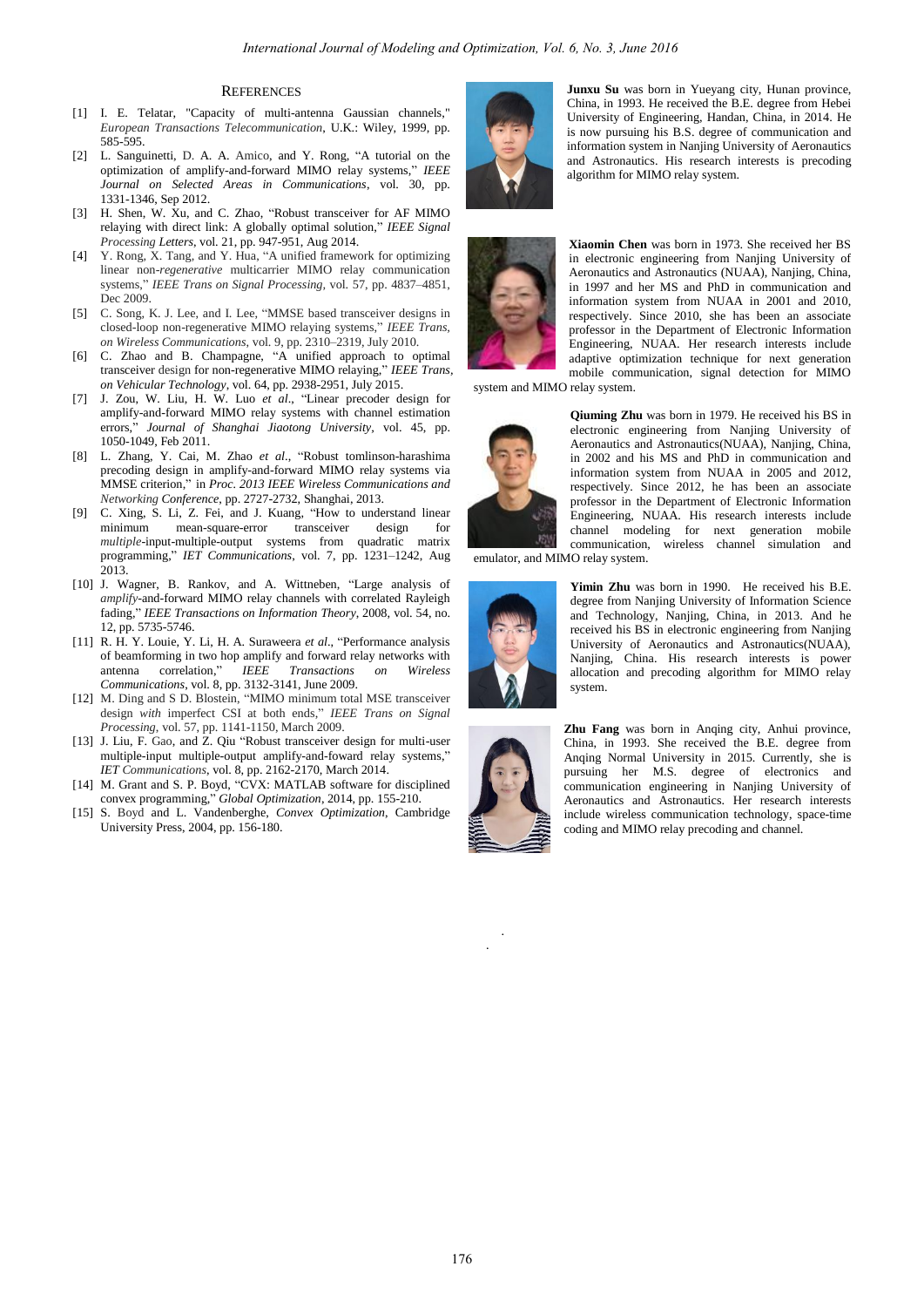## References

[1] I. E. Telatar, "Capacity of multi-antenna Gaussian channels," *European Transactions Telecommunication*, U.K.: Wiley, 1999, pp. 585-595.

[2] L. Sanguinetti, D. A. A. Amico, and Y. Rong, "A tutorial on the optimization of amplify-and-forward MIMO relay systems," *IEEE Journal on Selected Areas in Communications*, vol. 30, pp. 1331-1346, Sep 2012.

[3] H. Shen, W. Xu, and C. Zhao, "Robust transceiver for AF MIMO relaying with direct link: A globally optimal solution," *IEEE Signal Processing Letters*, vol. 21, pp. 947-951, Aug 2014.

[4] Y. Rong, X. Tang, and Y. Hua, "A unified framework for optimizing linear non-*regenerative* multicarrier MIMO relay communication systems," *IEEE Trans on Signal Processing*, vol. 57, pp. 4837–4851, Dec 2009.

[5] C. Song, K. J. Lee, and I. Lee, "MMSE based transceiver designs in closed-loop non-regenerative MIMO relaying systems," *IEEE Trans, on Wireless Communications*, vol. 9, pp. 2310–2319, July 2010.

[6] C. Zhao and B. Champagne, "A unified approach to optimal transceiver design for non-regenerative MIMO relaying," *IEEE Trans, on Vehicular Technology*, vol. 64, pp. 2938-2951, July 2015.

[7] J. Zou, W. Liu, H. W. Luo *et al*., "Linear precoder design for amplify-and-forward MIMO relay systems with channel estimation errors," *Journal of Shanghai Jiaotong University*, vol. 45, pp. 1050-1049, Feb 2011.

[8] L. Zhang, Y. Cai, M. Zhao *et al*., "Robust tomlinson-harashima precoding design in amplify-and-forward MIMO relay systems via MMSE criterion," in *Proc. 2013 IEEE Wireless Communications and Networking Conference*, pp. 2727-2732, Shanghai, 2013.

[9] C. Xing, S. Li, Z. Fei, and J. Kuang, "How to understand linear minimum mean-square-error transceiver design for *multiple*-input-multiple-output systems from quadratic matrix programming," *IET Communications*, vol. 7, pp. 1231–1242, Aug 2013.

[10] J. Wagner, B. Rankov, and A. Wittneben, "Large analysis of *amplify*-and-forward MIMO relay channels with correlated Rayleigh fading," *IEEE Transactions on Information Theory*, 2008, vol. 54, no. 12, pp. 5735-5746.

[11] R. H. Y. Louie, Y. Li, H. A. Suraweera *et al*., "Performance analysis of beamforming in two hop amplify and forward relay networks with antenna correlation," *IEEE Transactions on Wireless Communications*, vol. 8, pp. 3132-3141, June 2009.

[12] M. Ding and S D. Blostein, "MIMO minimum total MSE transceiver design *with* imperfect CSI at both ends," *IEEE Trans on Signal Processing*, vol. 57, pp. 1141-1150, March 2009.

[13] J. Liu, F. Gao, and Z. Qiu "Robust transceiver design for multi-user multiple-input multiple-output amplify-and-foward relay systems," *IET Communications*, vol. 8, pp. 2162-2170, March 2014.

[14] M. Grant and S. P. Boyd, "CVX: MATLAB software for disciplined convex programming," *Global Optimization*, 2014, pp. 155-210.

[15] S. Boyd and L. Vandenberghe, *Convex Optimization*, Cambridge University Press, 2004, pp. 156-180.

**Junxu Su** was born in Yueyang city, Hunan province, China, in 1993. He received the B.E. degree from Hebei University of Engineering, Handan, China, in 2014. He is now pursuing his B.S. degree of communication and information system in Nanjing University of Aeronautics and Astronautics. His research interests is precoding algorithm for MIMO relay system.

**Xiaomin Chen** was born in 1973. She received her BS in electronic engineering from Nanjing University of Aeronautics and Astronautics (NUAA), Nanjing, China, in 1997 and her MS and PhD in communication and information system from NUAA in 2001 and 2010, respectively. Since 2010, she has been an associate professor in the Department of Electronic Information Engineering, NUAA. Her research interests include adaptive optimization technique for next generation mobile communication, signal detection for MIMO system and MIMO relay system.

**Qiuming Zhu** was born in 1979. He received his BS in electronic engineering from Nanjing University of Aeronautics and Astronautics(NUAA), Nanjing, China, in 2002 and his MS and PhD in communication and information system from NUAA in 2005 and 2012, respectively. Since 2012, he has been an associate professor in the Department of Electronic Information Engineering, NUAA. His research interests include channel modeling for next generation mobile communication, wireless channel simulation and emulator, and MIMO relay system.

**Yimin Zhu** was born in 1990. He received his B.E. degree from Nanjing University of Information Science and Technology, Nanjing, China, in 2013. And he received his BS in electronic engineering from Nanjing University of Aeronautics and Astronautics(NUAA), Nanjing, China. His research interests is power allocation and precoding algorithm for MIMO relay system.

**Zhu Fang** was born in Anqing city, Anhui province, China, in 1993. She received the B.E. degree from Anqing Normal University in 2015. Currently, she is pursuing her M.S. degree of electronics and communication engineering in Nanjing University of Aeronautics and Astronautics. Her research interests include wireless communication technology, space-time coding and MIMO relay precoding and channel.